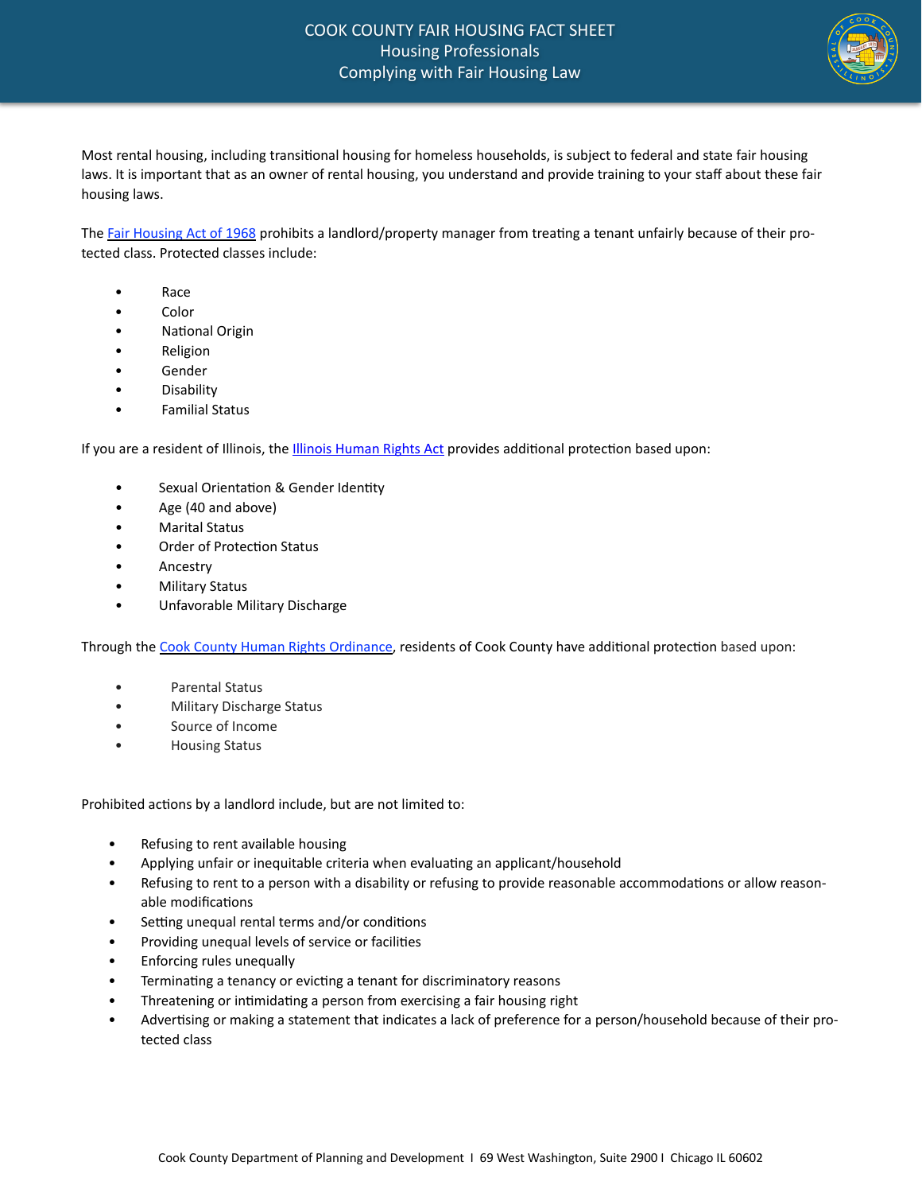# COOK COUNTY FAIR HOUSING FACT SHEET
## Housing Professionals
## Complying with Fair Housing Law

Most rental housing, including transitional housing for homeless households, is subject to federal and state fair housing laws. It is important that as an owner of rental housing, you understand and provide training to your staff about these fair housing laws.

The [Fair Housing Act of 1968]() prohibits a landlord/property manager from treating a tenant unfairly because of their protected class. Protected classes include:

- Race
- Color
- National Origin
- Religion
- Gender
- Disability
- Familial Status

If you are a resident of Illinois, the [Illinois Human Rights Act]() provides additional protection based upon:

- Sexual Orientation & Gender Identity
- Age (40 and above)
- Marital Status
- Order of Protection Status
- Ancestry
- Military Status
- Unfavorable Military Discharge

Through the [Cook County Human Rights Ordinance](), residents of Cook County have additional protection based upon:

- Parental Status
- Military Discharge Status
- Source of Income
- Housing Status

Prohibited actions by a landlord include, but are not limited to:

- Refusing to rent available housing
- Applying unfair or inequitable criteria when evaluating an applicant/household
- Refusing to rent to a person with a disability or refusing to provide reasonable accommodations or allow reasonable modifications
- Setting unequal rental terms and/or conditions
- Providing unequal levels of service or facilities
- Enforcing rules unequally
- Terminating a tenancy or evicting a tenant for discriminatory reasons
- Threatening or intimidating a person from exercising a fair housing right
- Advertising or making a statement that indicates a lack of preference for a person/household because of their protected class

Cook County Department of Planning and Development I 69 West Washington, Suite 2900 I Chicago IL 60602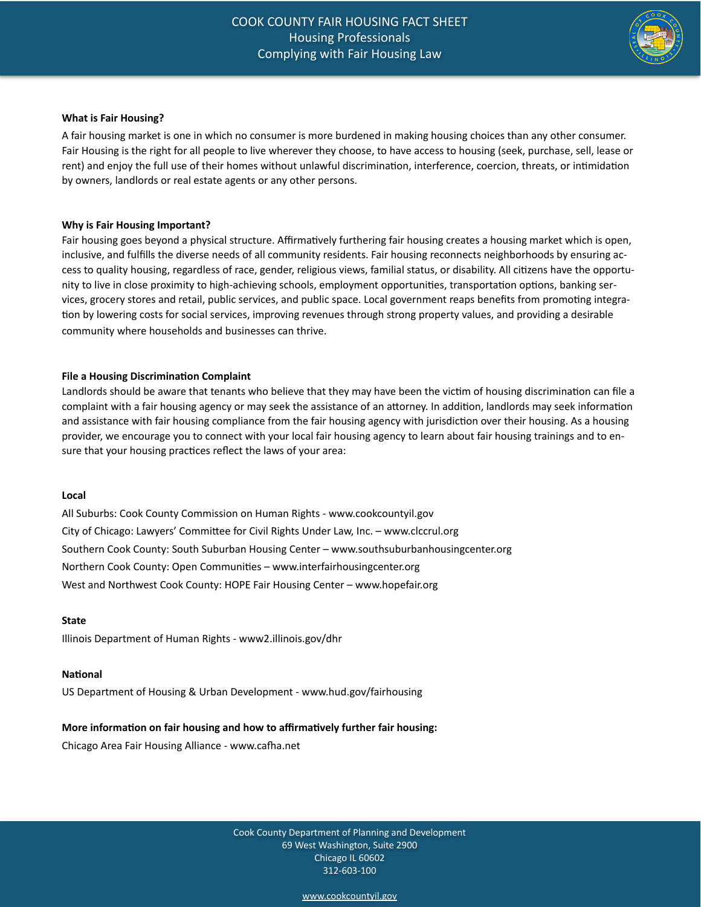# COOK COUNTY FAIR HOUSING FACT SHEET

## Housing Professionals

## Complying with Fair Housing Law

### What is Fair Housing?

A fair housing market is one in which no consumer is more burdened in making housing choices than any other consumer. Fair Housing is the right for all people to live wherever they choose, to have access to housing (seek, purchase, sell, lease or rent) and enjoy the full use of their homes without unlawful discrimination, interference, coercion, threats, or intimidation by owners, landlords or real estate agents or any other persons.

### Why is Fair Housing Important?

Fair housing goes beyond a physical structure. Affirmatively furthering fair housing creates a housing market which is open, inclusive, and fulfills the diverse needs of all community residents. Fair housing reconnects neighborhoods by ensuring access to quality housing, regardless of race, gender, religious views, familial status, or disability. All citizens have the opportunity to live in close proximity to high-achieving schools, employment opportunities, transportation options, banking services, grocery stores and retail, public services, and public space. Local government reaps benefits from promoting integration by lowering costs for social services, improving revenues through strong property values, and providing a desirable community where households and businesses can thrive.

### File a Housing Discrimination Complaint

Landlords should be aware that tenants who believe that they may have been the victim of housing discrimination can file a complaint with a fair housing agency or may seek the assistance of an attorney. In addition, landlords may seek information and assistance with fair housing compliance from the fair housing agency with jurisdiction over their housing. As a housing provider, we encourage you to connect with your local fair housing agency to learn about fair housing trainings and to ensure that your housing practices reflect the laws of your area:

### Local

All Suburbs: Cook County Commission on Human Rights - www.cookcountyil.gov

City of Chicago: Lawyers' Committee for Civil Rights Under Law, Inc. – www.clccrul.org

Southern Cook County: South Suburban Housing Center – www.southsuburbanhousingcenter.org

Northern Cook County: Open Communities – www.interfairhousingcenter.org

West and Northwest Cook County: HOPE Fair Housing Center – www.hopefair.org

### State

Illinois Department of Human Rights - www2.illinois.gov/dhr

### National

US Department of Housing & Urban Development - www.hud.gov/fairhousing

### More information on fair housing and how to affirmatively further fair housing:

Chicago Area Fair Housing Alliance - www.cafha.net

Cook County Department of Planning and Development
69 West Washington, Suite 2900
Chicago IL 60602
312-603-100

www.cookcountyil.gov